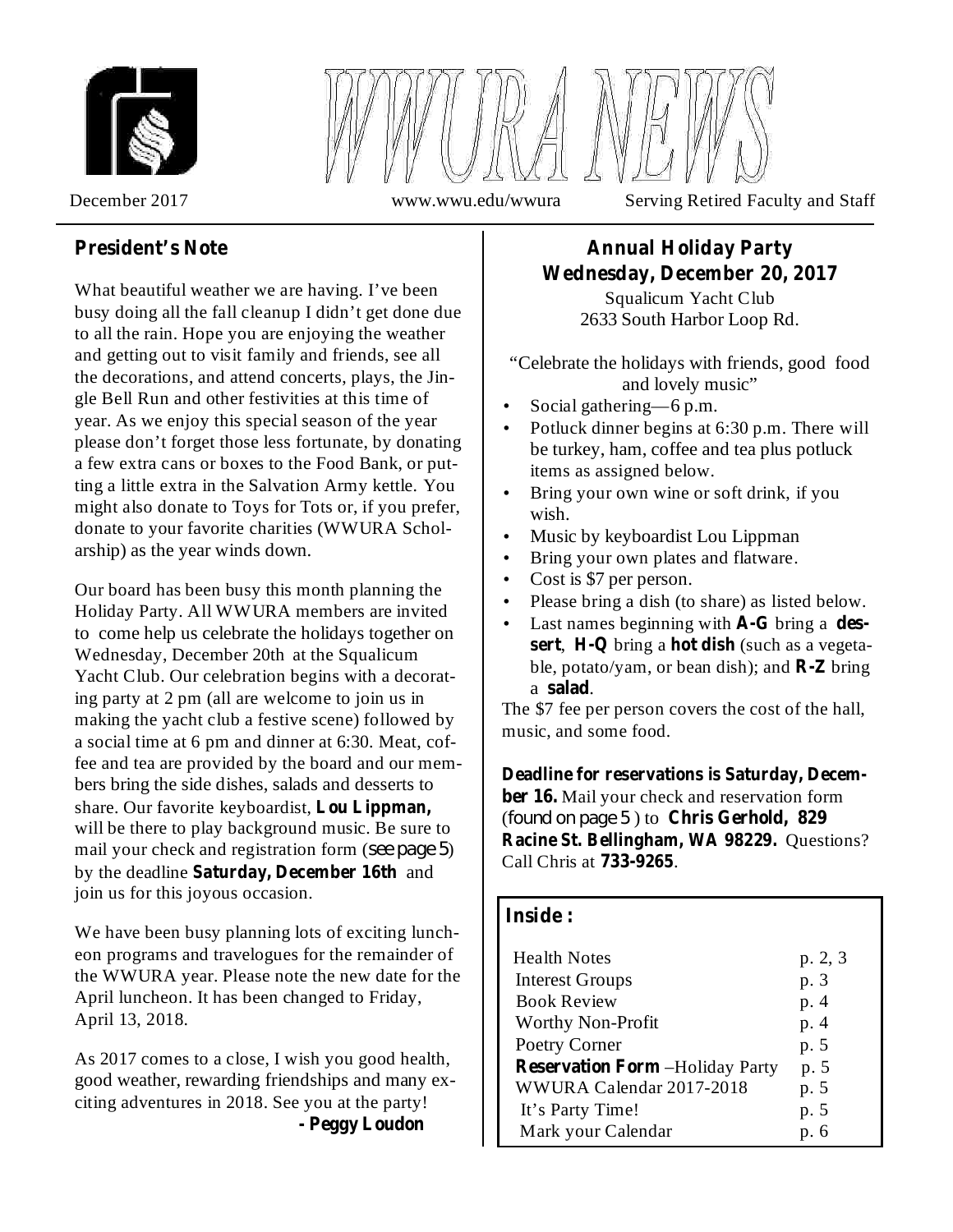# WWURA NEWS

December 2017 www.wwu.edu/wwura Serving Retired Faculty and Staff

## President's Note

What beautiful weather we are having. I've been busy doing all the fall cleanup I didn't get done due to all the rain. Hope you are enjoying the weather and getting out to visit family and friends, see all the decorations, and attend concerts, plays, the Jingle Bell Run and other festivities at this time of year. As we enjoy this special season of the year please don't forget those less fortunate, by donating a few extra cans or boxes to the Food Bank, or putting a little extra in the Salvation Army kettle. You might also donate to Toys for Tots or, if you prefer, donate to your favorite charities (WWURA Scholarship) as the year winds down.

Our board has been busy this month planning the Holiday Party. All WWURA members are invited to come help us celebrate the holidays together on Wednesday, December 20th at the Squalicum Yacht Club. Our celebration begins with a decorating party at 2 pm (all are welcome to join us in making the yacht club a festive scene) followed by a social time at 6 pm and dinner at 6:30. Meat, coffee and tea are provided by the board and our members bring the side dishes, salads and desserts to share. Our favorite keyboardist, **Lou Lippman,** will be there to play background music. Be sure to mail your check and registration form (see page 5) by the deadline **Saturday, December 16th** and join us for this joyous occasion.

We have been busy planning lots of exciting luncheon programs and travelogues for the remainder of the WWURA year. Please note the new date for the April luncheon. It has been changed to Friday, April 13, 2018.

As 2017 comes to a close, I wish you good health, good weather, rewarding friendships and many exciting adventures in 2018. See you at the party!

**- Peggy Loudon**

## Annual Holiday Party
## Wednesday, December 20, 2017

Squalicum Yacht Club
2633 South Harbor Loop Rd.

"Celebrate the holidays with friends, good food and lovely music"

- Social gathering—6 p.m.
- Potluck dinner begins at 6:30 p.m. There will be turkey, ham, coffee and tea plus potluck items as assigned below.
- Bring your own wine or soft drink, if you wish.
- Music by keyboardist Lou Lippman
- Bring your own plates and flatware.
- Cost is $7 per person.
- Please bring a dish (to share) as listed below.
- Last names beginning with **A-G** bring a **dessert**, **H-Q** bring a **hot dish** (such as a vegetable, potato/yam, or bean dish); and **R-Z** bring a **salad**.

The $7 fee per person covers the cost of the hall, music, and some food.

**Deadline for reservations is Saturday, December 16.** Mail your check and reservation form (found on page 5 ) to **Chris Gerhold, 829 Racine St. Bellingham, WA 98229.** Questions? Call Chris at **733-9265**.

### Inside :

| | |
|---|---|
| Health Notes | p. 2, 3 |
| Interest Groups | p. 3 |
| Book Review | p. 4 |
| Worthy Non-Profit | p. 4 |
| Poetry Corner | p. 5 |
| **Reservation Form** –Holiday Party | p. 5 |
| WWURA Calendar 2017-2018 | p. 5 |
| It's Party Time! | p. 5 |
| Mark your Calendar | p. 6 |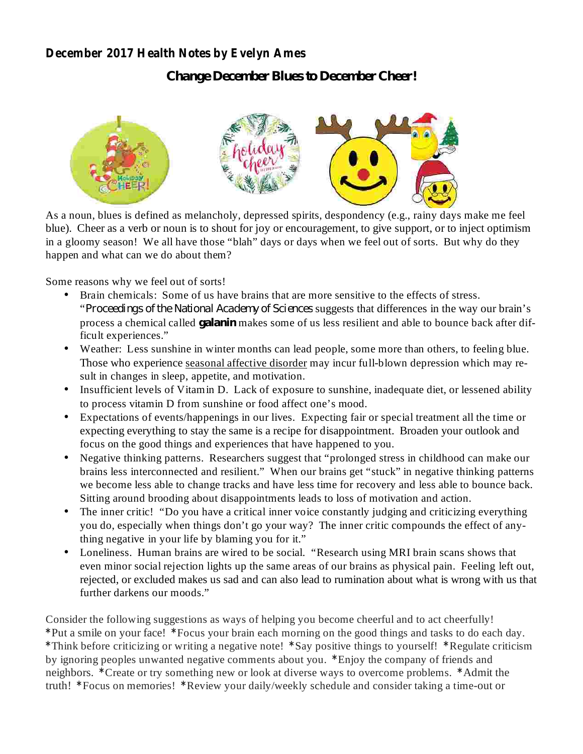**_December 2017 Health Notes by Evelyn Ames_**

## Change December Blues to December Cheer!

As a noun, blues is defined as melancholy, depressed spirits, despondency (e.g., rainy days make me feel blue). Cheer as a verb or noun is to shout for joy or encouragement, to give support, or to inject optimism in a gloomy season! We all have those "blah" days or days when we feel out of sorts. But why do they happen and what can we do about them?

Some reasons why we feel out of sorts!

- Brain chemicals: Some of us have brains that are more sensitive to the effects of stress. "*Proceedings of the National Academy of Sciences* suggests that differences in the way our brain's process a chemical called **galanin** makes some of us less resilient and able to bounce back after difficult experiences."
- Weather: Less sunshine in winter months can lead people, some more than others, to feeling blue. Those who experience <u>seasonal affective disorder</u> may incur full-blown depression which may result in changes in sleep, appetite, and motivation.
- Insufficient levels of Vitamin D. Lack of exposure to sunshine, inadequate diet, or lessened ability to process vitamin D from sunshine or food affect one's mood.
- Expectations of events/happenings in our lives. Expecting fair or special treatment all the time or expecting everything to stay the same is a recipe for disappointment. Broaden your outlook and focus on the good things and experiences that have happened to you.
- Negative thinking patterns. Researchers suggest that "prolonged stress in childhood can make our brains less interconnected and resilient." When our brains get "stuck" in negative thinking patterns we become less able to change tracks and have less time for recovery and less able to bounce back. Sitting around brooding about disappointments leads to loss of motivation and action.
- The inner critic! "Do you have a critical inner voice constantly judging and criticizing everything you do, especially when things don't go your way? The inner critic compounds the effect of anything negative in your life by blaming you for it."
- Loneliness. Human brains are wired to be social. "Research using MRI brain scans shows that even minor social rejection lights up the same areas of our brains as physical pain. Feeling left out, rejected, or excluded makes us sad and can also lead to rumination about what is wrong with us that further darkens our moods."

Consider the following suggestions as ways of helping you become cheerful and to act cheerfully! *Put a smile on your face! *Focus your brain each morning on the good things and tasks to do each day. *Think before criticizing or writing a negative note! *Say positive things to yourself! *Regulate criticism by ignoring peoples unwanted negative comments about you. *Enjoy the company of friends and neighbors. *Create or try something new or look at diverse ways to overcome problems. *Admit the truth! *Focus on memories! *Review your daily/weekly schedule and consider taking a time-out or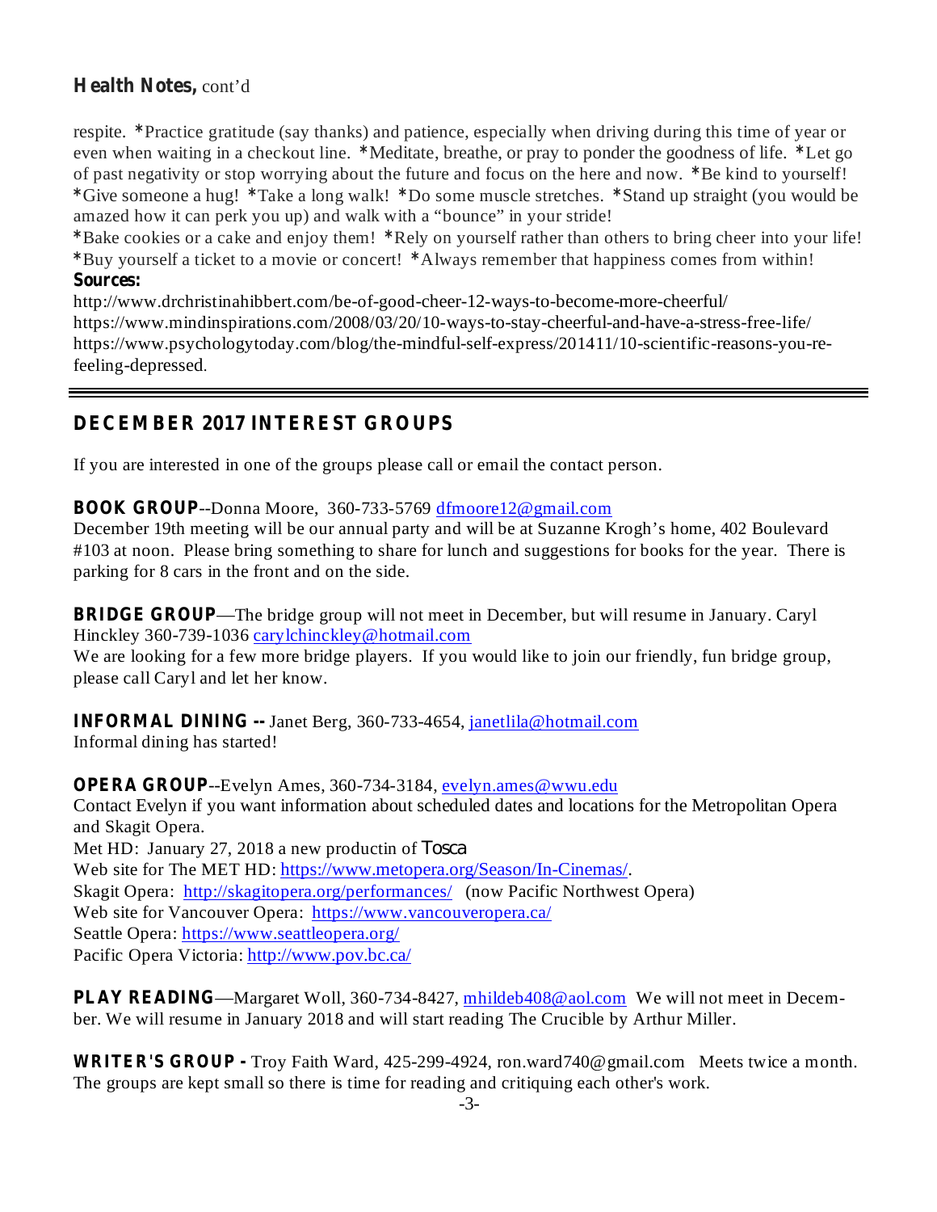**Health Notes,** cont'd

respite. *Practice gratitude (say thanks) and patience, especially when driving during this time of year or even when waiting in a checkout line. *Meditate, breathe, or pray to ponder the goodness of life. *Let go of past negativity or stop worrying about the future and focus on the here and now. *Be kind to yourself! *Give someone a hug! *Take a long walk! *Do some muscle stretches. *Stand up straight (you would be amazed how it can perk you up) and walk with a "bounce" in your stride!
*Bake cookies or a cake and enjoy them! *Rely on yourself rather than others to bring cheer into your life! *Buy yourself a ticket to a movie or concert! *Always remember that happiness comes from within!

**Sources:**

http://www.drchristinahibbert.com/be-of-good-cheer-12-ways-to-become-more-cheerful/
https://www.mindinspirations.com/2008/03/20/10-ways-to-stay-cheerful-and-have-a-stress-free-life/
https://www.psychologytoday.com/blog/the-mindful-self-express/201411/10-scientific-reasons-you-re-feeling-depressed.

---

## DECEMBER 2017 INTEREST GROUPS

If you are interested in one of the groups please call or email the contact person.

**BOOK GROUP**--Donna Moore, 360-733-5769 dfmoore12@gmail.com
December 19th meeting will be our annual party and will be at Suzanne Krogh's home, 402 Boulevard #103 at noon. Please bring something to share for lunch and suggestions for books for the year. There is parking for 8 cars in the front and on the side.

**BRIDGE GROUP**—The bridge group will not meet in December, but will resume in January. Caryl Hinckley 360-739-1036 carylchinckley@hotmail.com
We are looking for a few more bridge players. If you would like to join our friendly, fun bridge group, please call Caryl and let her know.

**INFORMAL DINING --** Janet Berg, 360-733-4654, janetlila@hotmail.com
Informal dining has started!

**OPERA GROUP**--Evelyn Ames, 360-734-3184, evelyn.ames@wwu.edu
Contact Evelyn if you want information about scheduled dates and locations for the Metropolitan Opera and Skagit Opera.
Met HD: January 27, 2018 a new productin of Tosca
Web site for The MET HD: https://www.metopera.org/Season/In-Cinemas/.
Skagit Opera: http://skagitopera.org/performances/ (now Pacific Northwest Opera)
Web site for Vancouver Opera: https://www.vancouveropera.ca/
Seattle Opera: https://www.seattleopera.org/
Pacific Opera Victoria: http://www.pov.bc.ca/

**PLAY READING**—Margaret Woll, 360-734-8427, mhildeb408@aol.com We will not meet in December. We will resume in January 2018 and will start reading The Crucible by Arthur Miller.

**WRITER'S GROUP -** Troy Faith Ward, 425-299-4924, ron.ward740@gmail.com Meets twice a month. The groups are kept small so there is time for reading and critiquing each other's work.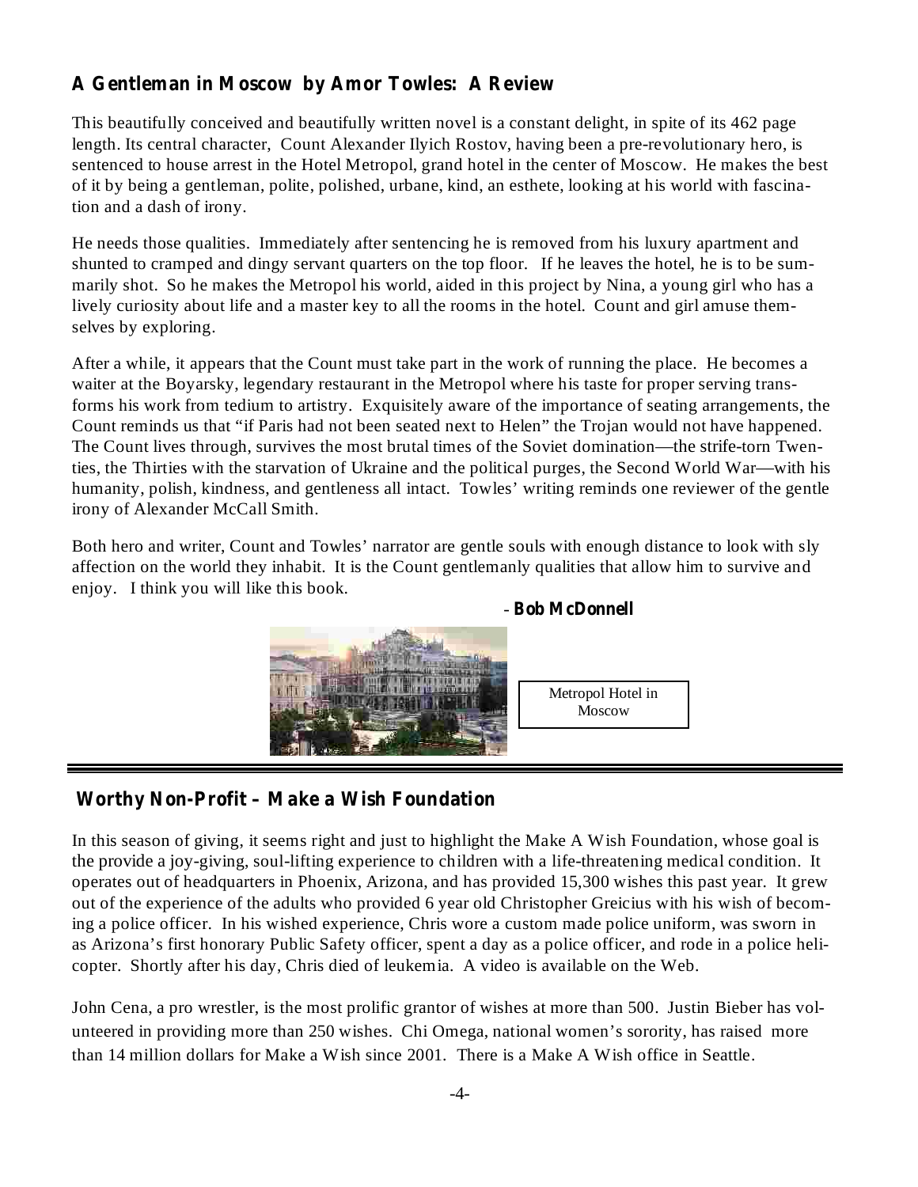## A Gentleman in Moscow by Amor Towles: A Review

This beautifully conceived and beautifully written novel is a constant delight, in spite of its 462 page length. Its central character, Count Alexander Ilyich Rostov, having been a pre-revolutionary hero, is sentenced to house arrest in the Hotel Metropol, grand hotel in the center of Moscow. He makes the best of it by being a gentleman, polite, polished, urbane, kind, an esthete, looking at his world with fascination and a dash of irony.

He needs those qualities. Immediately after sentencing he is removed from his luxury apartment and shunted to cramped and dingy servant quarters on the top floor. If he leaves the hotel, he is to be summarily shot. So he makes the Metropol his world, aided in this project by Nina, a young girl who has a lively curiosity about life and a master key to all the rooms in the hotel. Count and girl amuse themselves by exploring.

After a while, it appears that the Count must take part in the work of running the place. He becomes a waiter at the Boyarsky, legendary restaurant in the Metropol where his taste for proper serving transforms his work from tedium to artistry. Exquisitely aware of the importance of seating arrangements, the Count reminds us that "if Paris had not been seated next to Helen" the Trojan would not have happened. The Count lives through, survives the most brutal times of the Soviet domination—the strife-torn Twenties, the Thirties with the starvation of Ukraine and the political purges, the Second World War—with his humanity, polish, kindness, and gentleness all intact. Towles' writing reminds one reviewer of the gentle irony of Alexander McCall Smith.

Both hero and writer, Count and Towles' narrator are gentle souls with enough distance to look with sly affection on the world they inhabit. It is the Count gentlemanly qualities that allow him to survive and enjoy. I think you will like this book.

\- **Bob McDonnell**

Metropol Hotel in Moscow

---

## Worthy Non-Profit – Make a Wish Foundation

In this season of giving, it seems right and just to highlight the Make A Wish Foundation, whose goal is the provide a joy-giving, soul-lifting experience to children with a life-threatening medical condition. It operates out of headquarters in Phoenix, Arizona, and has provided 15,300 wishes this past year. It grew out of the experience of the adults who provided 6 year old Christopher Greicius with his wish of becoming a police officer. In his wished experience, Chris wore a custom made police uniform, was sworn in as Arizona's first honorary Public Safety officer, spent a day as a police officer, and rode in a police helicopter. Shortly after his day, Chris died of leukemia. A video is available on the Web.

John Cena, a pro wrestler, is the most prolific grantor of wishes at more than 500. Justin Bieber has volunteered in providing more than 250 wishes. Chi Omega, national women's sorority, has raised more than 14 million dollars for Make a Wish since 2001. There is a Make A Wish office in Seattle.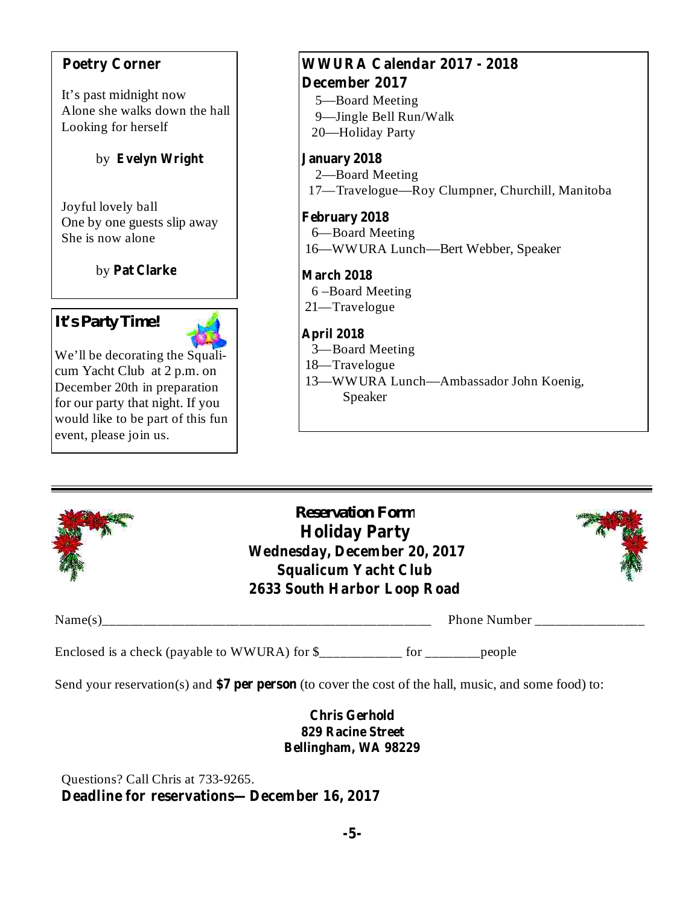## Poetry Corner

It's past midnight now
Alone she walks down the hall
Looking for herself

by **Evelyn Wright**

Joyful lovely ball
One by one guests slip away
She is now alone

by **Pat Clarke**

## It's Party Time!

We'll be decorating the Squalicum Yacht Club at 2 p.m. on December 20th in preparation for our party that night. If you would like to be part of this fun event, please join us.

## WWURA Calendar 2017 - 2018

### December 2017

5—Board Meeting
9—Jingle Bell Run/Walk
20—Holiday Party

### January 2018

2—Board Meeting
17—Travelogue—Roy Clumpner, Churchill, Manitoba

### February 2018

6—Board Meeting
16—WWURA Lunch—Bert Webber, Speaker

### March 2018

6 –Board Meeting
21—Travelogue

### April 2018

3—Board Meeting
18—Travelogue
13—WWURA Lunch—Ambassador John Koenig, Speaker

---

## Reservation Form
## Holiday Party
### Wednesday, December 20, 2017
### Squalicum Yacht Club
### 2633 South Harbor Loop Road

Name(s)_______________________________________________ Phone Number _______________

Enclosed is a check (payable to WWURA) for $___________ for ________people

Send your reservation(s) and **$7 per person** (to cover the cost of the hall, music, and some food) to:

**Chris Gerhold**
**829 Racine Street**
**Bellingham, WA 98229**

Questions? Call Chris at 733-9265.

**Deadline for reservations— December 16, 2017**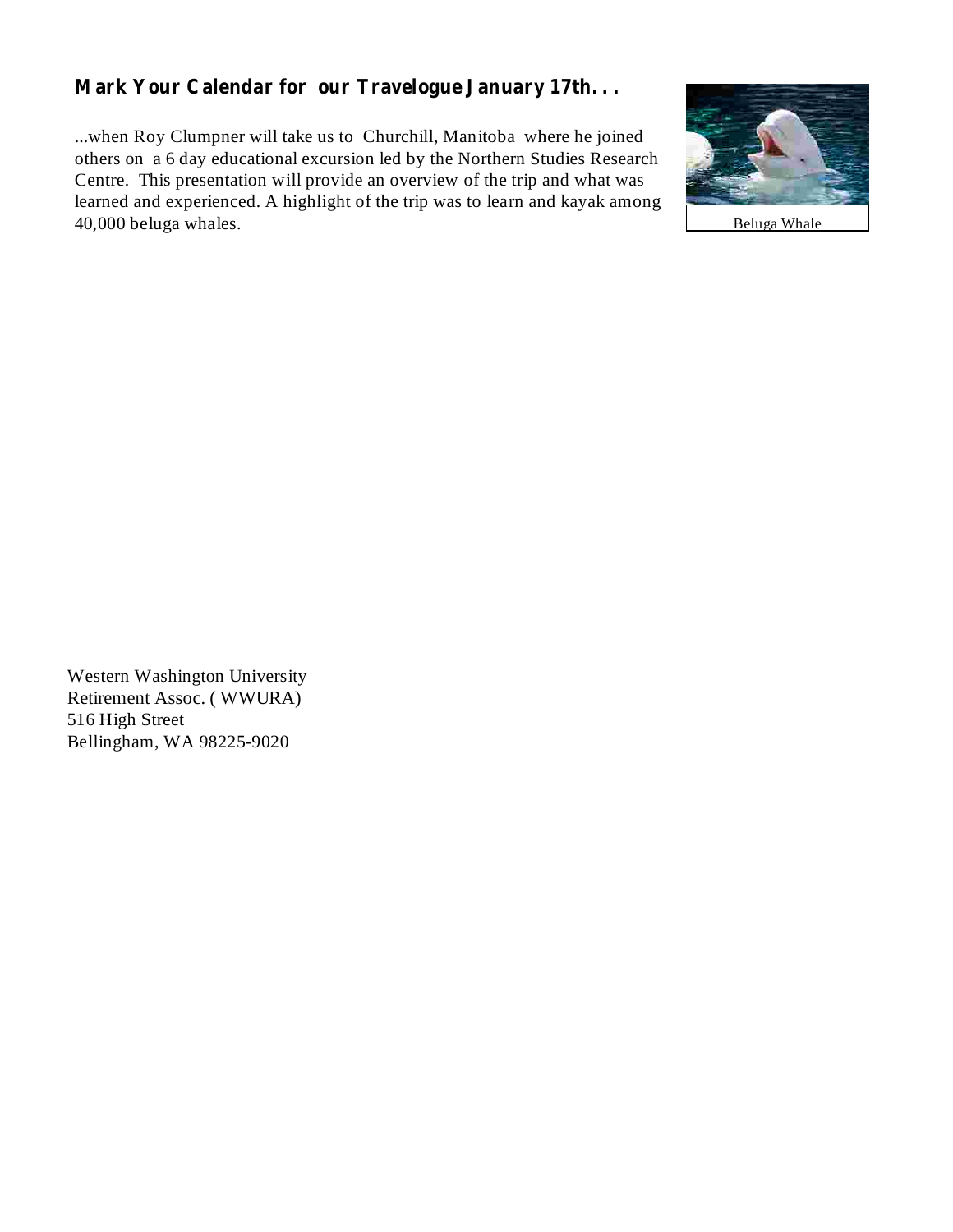## Mark Your Calendar for our Travelogue January 17th...

...when Roy Clumpner will take us to Churchill, Manitoba where he joined others on a 6 day educational excursion led by the Northern Studies Research Centre. This presentation will provide an overview of the trip and what was learned and experienced. A highlight of the trip was to learn and kayak among 40,000 beluga whales.

Beluga Whale

Western Washington University
Retirement Assoc. ( WWURA)
516 High Street
Bellingham, WA 98225-9020